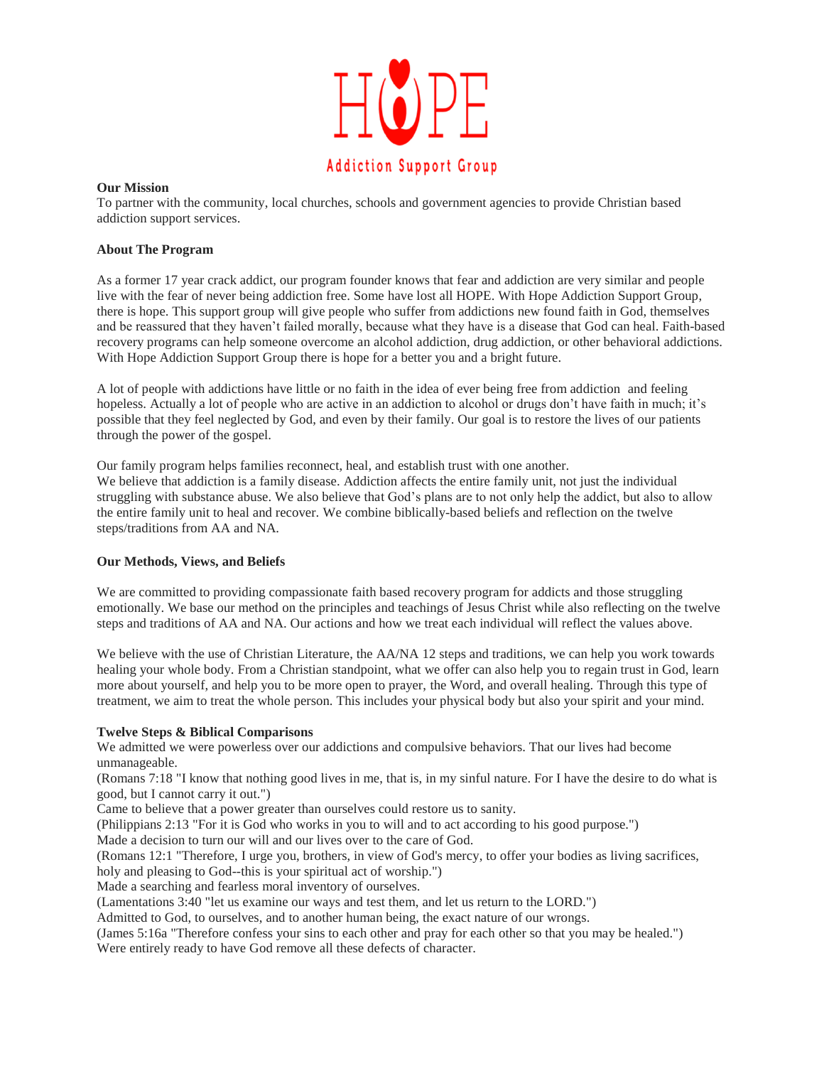# HOPE

Addiction Support Group

**Our Mission**

To partner with the community, local churches, schools and government agencies to provide Christian based addiction support services.

**About The Program**

As a former 17 year crack addict, our program founder knows that fear and addiction are very similar and people live with the fear of never being addiction free. Some have lost all HOPE. With Hope Addiction Support Group, there is hope. This support group will give people who suffer from addictions new found faith in God, themselves and be reassured that they haven't failed morally, because what they have is a disease that God can heal. Faith-based recovery programs can help someone overcome an alcohol addiction, drug addiction, or other behavioral addictions. With Hope Addiction Support Group there is hope for a better you and a bright future.

A lot of people with addictions have little or no faith in the idea of ever being free from addiction and feeling hopeless. Actually a lot of people who are active in an addiction to alcohol or drugs don't have faith in much; it's possible that they feel neglected by God, and even by their family. Our goal is to restore the lives of our patients through the power of the gospel.

Our family program helps families reconnect, heal, and establish trust with one another.
We believe that addiction is a family disease. Addiction affects the entire family unit, not just the individual struggling with substance abuse. We also believe that God's plans are to not only help the addict, but also to allow the entire family unit to heal and recover. We combine biblically-based beliefs and reflection on the twelve steps/traditions from AA and NA.

**Our Methods, Views, and Beliefs**

We are committed to providing compassionate faith based recovery program for addicts and those struggling emotionally. We base our method on the principles and teachings of Jesus Christ while also reflecting on the twelve steps and traditions of AA and NA. Our actions and how we treat each individual will reflect the values above.

We believe with the use of Christian Literature, the AA/NA 12 steps and traditions, we can help you work towards healing your whole body. From a Christian standpoint, what we offer can also help you to regain trust in God, learn more about yourself, and help you to be more open to prayer, the Word, and overall healing. Through this type of treatment, we aim to treat the whole person. This includes your physical body but also your spirit and your mind.

**Twelve Steps & Biblical Comparisons**

We admitted we were powerless over our addictions and compulsive behaviors. That our lives had become unmanageable.
(Romans 7:18 "I know that nothing good lives in me, that is, in my sinful nature. For I have the desire to do what is good, but I cannot carry it out.")
Came to believe that a power greater than ourselves could restore us to sanity.
(Philippians 2:13 "For it is God who works in you to will and to act according to his good purpose.")
Made a decision to turn our will and our lives over to the care of God.
(Romans 12:1 "Therefore, I urge you, brothers, in view of God's mercy, to offer your bodies as living sacrifices, holy and pleasing to God--this is your spiritual act of worship.")
Made a searching and fearless moral inventory of ourselves.
(Lamentations 3:40 "let us examine our ways and test them, and let us return to the LORD.")
Admitted to God, to ourselves, and to another human being, the exact nature of our wrongs.
(James 5:16a "Therefore confess your sins to each other and pray for each other so that you may be healed.")
Were entirely ready to have God remove all these defects of character.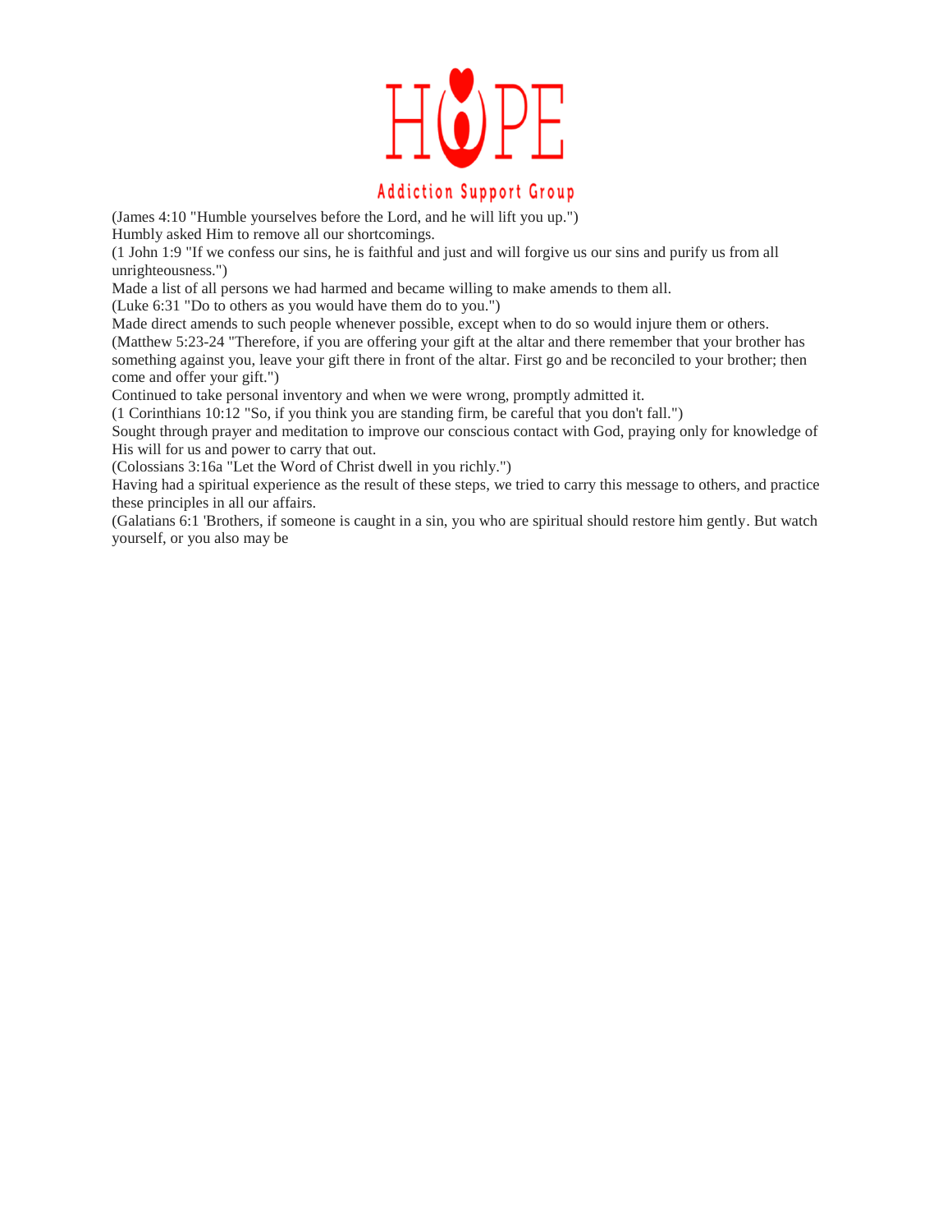HOPE

Addiction Support Group

(James 4:10 "Humble yourselves before the Lord, and he will lift you up.")

Humbly asked Him to remove all our shortcomings.

(1 John 1:9 "If we confess our sins, he is faithful and just and will forgive us our sins and purify us from all unrighteousness.")

Made a list of all persons we had harmed and became willing to make amends to them all.

(Luke 6:31 "Do to others as you would have them do to you.")

Made direct amends to such people whenever possible, except when to do so would injure them or others.

(Matthew 5:23-24 "Therefore, if you are offering your gift at the altar and there remember that your brother has something against you, leave your gift there in front of the altar. First go and be reconciled to your brother; then come and offer your gift.")

Continued to take personal inventory and when we were wrong, promptly admitted it.

(1 Corinthians 10:12 "So, if you think you are standing firm, be careful that you don't fall.")

Sought through prayer and meditation to improve our conscious contact with God, praying only for knowledge of His will for us and power to carry that out.

(Colossians 3:16a "Let the Word of Christ dwell in you richly.")

Having had a spiritual experience as the result of these steps, we tried to carry this message to others, and practice these principles in all our affairs.

(Galatians 6:1 'Brothers, if someone is caught in a sin, you who are spiritual should restore him gently. But watch yourself, or you also may be